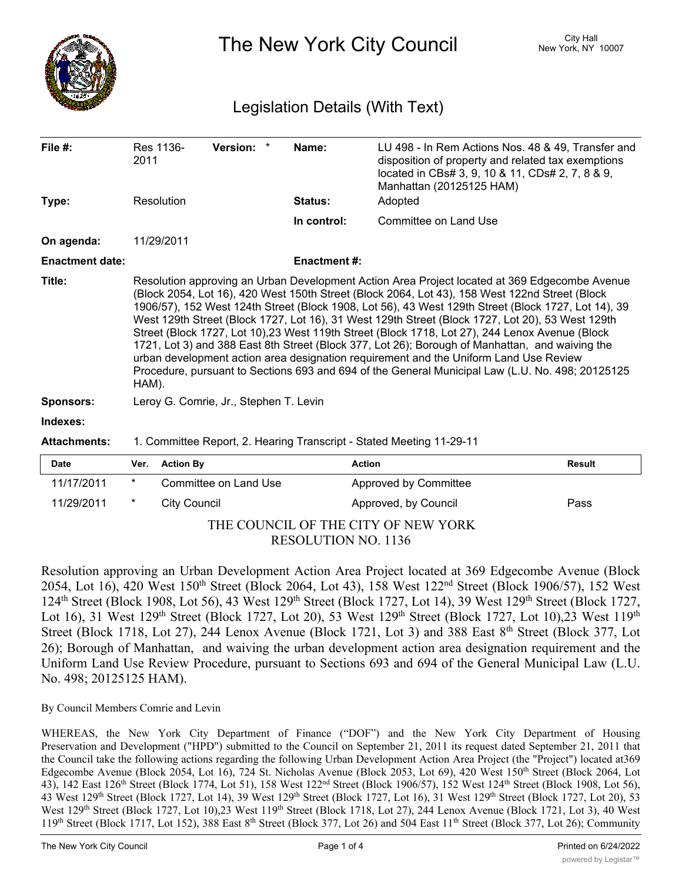# The New York City Council

City Hall
New York, NY 10007

## Legislation Details (With Text)

| | | | | | |
|---|---|---|---|---|---|
| **File #:** | Res 1136-2011 | **Version:** * | | **Name:** | LU 498 - In Rem Actions Nos. 48 & 49, Transfer and disposition of property and related tax exemptions located in CBs# 3, 9, 10 & 11, CDs# 2, 7, 8 & 9, Manhattan (20125125 HAM) |
| **Type:** | Resolution | | | **Status:** | Adopted |
| | | | | **In control:** | Committee on Land Use |
| **On agenda:** | 11/29/2011 | | | | |
| **Enactment date:** | | | | **Enactment #:** | |

**Title:** Resolution approving an Urban Development Action Area Project located at 369 Edgecombe Avenue (Block 2054, Lot 16), 420 West 150th Street (Block 2064, Lot 43), 158 West 122nd Street (Block 1906/57), 152 West 124th Street (Block 1908, Lot 56), 43 West 129th Street (Block 1727, Lot 14), 39 West 129th Street (Block 1727, Lot 16), 31 West 129th Street (Block 1727, Lot 20), 53 West 129th Street (Block 1727, Lot 10),23 West 119th Street (Block 1718, Lot 27), 244 Lenox Avenue (Block 1721, Lot 3) and 388 East 8th Street (Block 377, Lot 26); Borough of Manhattan, and waiving the urban development action area designation requirement and the Uniform Land Use Review Procedure, pursuant to Sections 693 and 694 of the General Municipal Law (L.U. No. 498; 20125125 HAM).

**Sponsors:** Leroy G. Comrie, Jr., Stephen T. Levin

**Indexes:**

**Attachments:** 1. Committee Report, 2. Hearing Transcript - Stated Meeting 11-29-11

| Date | Ver. | Action By | Action | Result |
|---|---|---|---|---|
| 11/17/2011 | * | Committee on Land Use | Approved by Committee | |
| 11/29/2011 | * | City Council | Approved, by Council | Pass |

THE COUNCIL OF THE CITY OF NEW YORK
RESOLUTION NO. 1136

Resolution approving an Urban Development Action Area Project located at 369 Edgecombe Avenue (Block 2054, Lot 16), 420 West 150th Street (Block 2064, Lot 43), 158 West 122nd Street (Block 1906/57), 152 West 124th Street (Block 1908, Lot 56), 43 West 129th Street (Block 1727, Lot 14), 39 West 129th Street (Block 1727, Lot 16), 31 West 129th Street (Block 1727, Lot 20), 53 West 129th Street (Block 1727, Lot 10),23 West 119th Street (Block 1718, Lot 27), 244 Lenox Avenue (Block 1721, Lot 3) and 388 East 8th Street (Block 377, Lot 26); Borough of Manhattan, and waiving the urban development action area designation requirement and the Uniform Land Use Review Procedure, pursuant to Sections 693 and 694 of the General Municipal Law (L.U. No. 498; 20125125 HAM).

By Council Members Comrie and Levin

WHEREAS, the New York City Department of Finance ("DOF") and the New York City Department of Housing Preservation and Development ("HPD") submitted to the Council on September 21, 2011 its request dated September 21, 2011 that the Council take the following actions regarding the following Urban Development Action Area Project (the "Project") located at369 Edgecombe Avenue (Block 2054, Lot 16), 724 St. Nicholas Avenue (Block 2053, Lot 69), 420 West 150th Street (Block 2064, Lot 43), 142 East 126th Street (Block 1774, Lot 51), 158 West 122nd Street (Block 1906/57), 152 West 124th Street (Block 1908, Lot 56), 43 West 129th Street (Block 1727, Lot 14), 39 West 129th Street (Block 1727, Lot 16), 31 West 129th Street (Block 1727, Lot 20), 53 West 129th Street (Block 1727, Lot 10),23 West 119th Street (Block 1718, Lot 27), 244 Lenox Avenue (Block 1721, Lot 3), 40 West 119th Street (Block 1717, Lot 152), 388 East 8th Street (Block 377, Lot 26) and 504 East 11th Street (Block 377, Lot 26); Community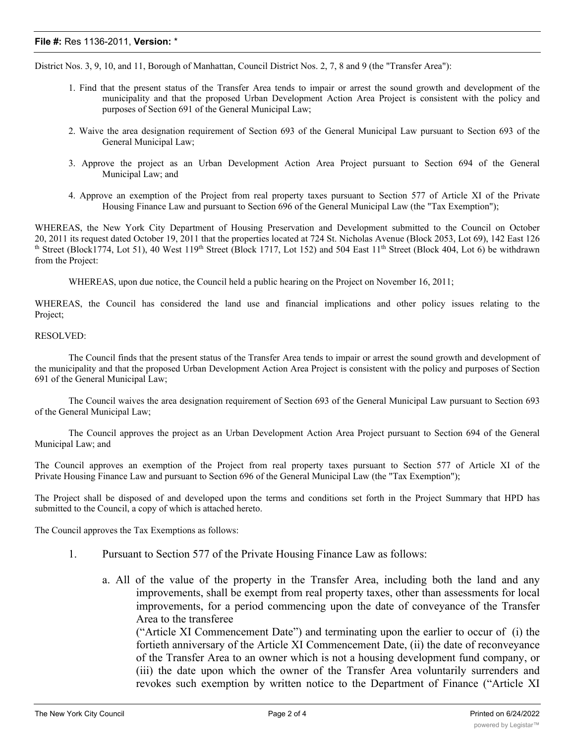District Nos. 3, 9, 10, and 11, Borough of Manhattan, Council District Nos. 2, 7, 8 and 9 (the "Transfer Area"):

1. Find that the present status of the Transfer Area tends to impair or arrest the sound growth and development of the municipality and that the proposed Urban Development Action Area Project is consistent with the policy and purposes of Section 691 of the General Municipal Law;

2. Waive the area designation requirement of Section 693 of the General Municipal Law pursuant to Section 693 of the General Municipal Law;

3. Approve the project as an Urban Development Action Area Project pursuant to Section 694 of the General Municipal Law; and

4. Approve an exemption of the Project from real property taxes pursuant to Section 577 of Article XI of the Private Housing Finance Law and pursuant to Section 696 of the General Municipal Law (the "Tax Exemption");

WHEREAS, the New York City Department of Housing Preservation and Development submitted to the Council on October 20, 2011 its request dated October 19, 2011 that the properties located at 724 St. Nicholas Avenue (Block 2053, Lot 69), 142 East 126th Street (Block1774, Lot 51), 40 West 119th Street (Block 1717, Lot 152) and 504 East 11th Street (Block 404, Lot 6) be withdrawn from the Project:

WHEREAS, upon due notice, the Council held a public hearing on the Project on November 16, 2011;

WHEREAS, the Council has considered the land use and financial implications and other policy issues relating to the Project;

RESOLVED:

The Council finds that the present status of the Transfer Area tends to impair or arrest the sound growth and development of the municipality and that the proposed Urban Development Action Area Project is consistent with the policy and purposes of Section 691 of the General Municipal Law;

The Council waives the area designation requirement of Section 693 of the General Municipal Law pursuant to Section 693 of the General Municipal Law;

The Council approves the project as an Urban Development Action Area Project pursuant to Section 694 of the General Municipal Law; and

The Council approves an exemption of the Project from real property taxes pursuant to Section 577 of Article XI of the Private Housing Finance Law and pursuant to Section 696 of the General Municipal Law (the "Tax Exemption");

The Project shall be disposed of and developed upon the terms and conditions set forth in the Project Summary that HPD has submitted to the Council, a copy of which is attached hereto.

The Council approves the Tax Exemptions as follows:

1. Pursuant to Section 577 of the Private Housing Finance Law as follows:

   a. All of the value of the property in the Transfer Area, including both the land and any improvements, shall be exempt from real property taxes, other than assessments for local improvements, for a period commencing upon the date of conveyance of the Transfer Area to the transferee ("Article XI Commencement Date") and terminating upon the earlier to occur of (i) the fortieth anniversary of the Article XI Commencement Date, (ii) the date of reconveyance of the Transfer Area to an owner which is not a housing development fund company, or (iii) the date upon which the owner of the Transfer Area voluntarily surrenders and revokes such exemption by written notice to the Department of Finance ("Article XI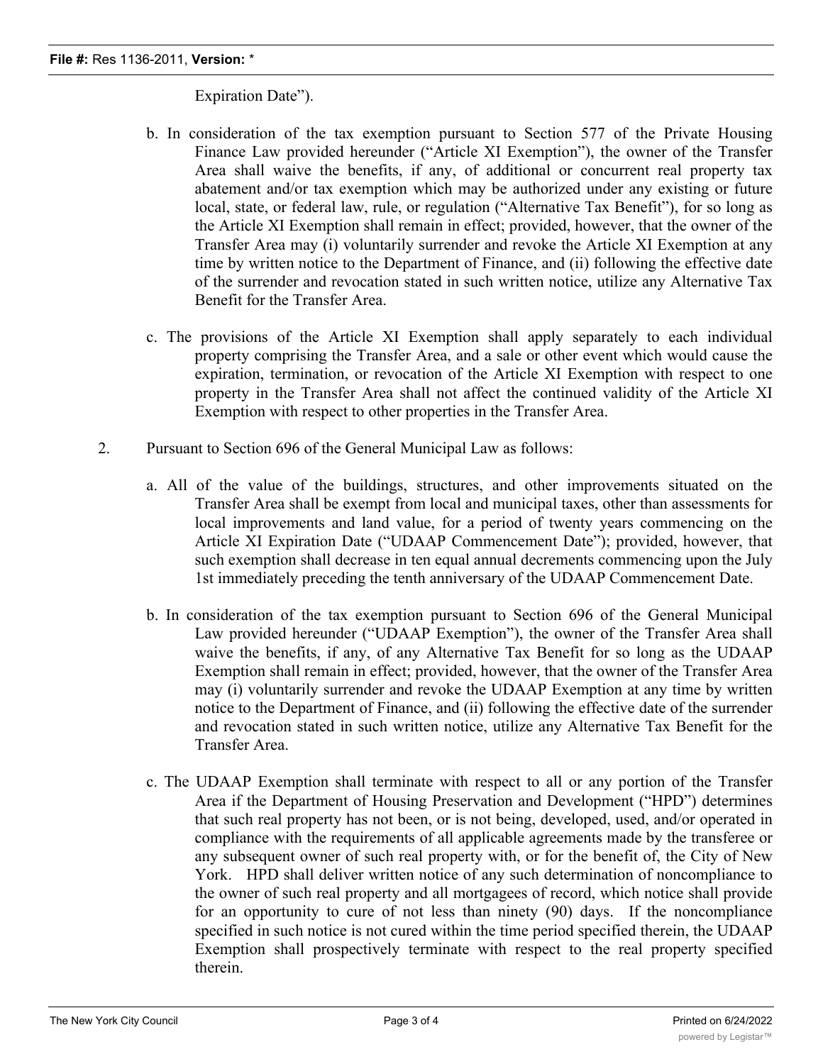Expiration Date").

b. In consideration of the tax exemption pursuant to Section 577 of the Private Housing Finance Law provided hereunder ("Article XI Exemption"), the owner of the Transfer Area shall waive the benefits, if any, of additional or concurrent real property tax abatement and/or tax exemption which may be authorized under any existing or future local, state, or federal law, rule, or regulation ("Alternative Tax Benefit"), for so long as the Article XI Exemption shall remain in effect; provided, however, that the owner of the Transfer Area may (i) voluntarily surrender and revoke the Article XI Exemption at any time by written notice to the Department of Finance, and (ii) following the effective date of the surrender and revocation stated in such written notice, utilize any Alternative Tax Benefit for the Transfer Area.

c. The provisions of the Article XI Exemption shall apply separately to each individual property comprising the Transfer Area, and a sale or other event which would cause the expiration, termination, or revocation of the Article XI Exemption with respect to one property in the Transfer Area shall not affect the continued validity of the Article XI Exemption with respect to other properties in the Transfer Area.

2. Pursuant to Section 696 of the General Municipal Law as follows:

a. All of the value of the buildings, structures, and other improvements situated on the Transfer Area shall be exempt from local and municipal taxes, other than assessments for local improvements and land value, for a period of twenty years commencing on the Article XI Expiration Date ("UDAAP Commencement Date"); provided, however, that such exemption shall decrease in ten equal annual decrements commencing upon the July 1st immediately preceding the tenth anniversary of the UDAAP Commencement Date.

b. In consideration of the tax exemption pursuant to Section 696 of the General Municipal Law provided hereunder ("UDAAP Exemption"), the owner of the Transfer Area shall waive the benefits, if any, of any Alternative Tax Benefit for so long as the UDAAP Exemption shall remain in effect; provided, however, that the owner of the Transfer Area may (i) voluntarily surrender and revoke the UDAAP Exemption at any time by written notice to the Department of Finance, and (ii) following the effective date of the surrender and revocation stated in such written notice, utilize any Alternative Tax Benefit for the Transfer Area.

c. The UDAAP Exemption shall terminate with respect to all or any portion of the Transfer Area if the Department of Housing Preservation and Development ("HPD") determines that such real property has not been, or is not being, developed, used, and/or operated in compliance with the requirements of all applicable agreements made by the transferee or any subsequent owner of such real property with, or for the benefit of, the City of New York. HPD shall deliver written notice of any such determination of noncompliance to the owner of such real property and all mortgagees of record, which notice shall provide for an opportunity to cure of not less than ninety (90) days. If the noncompliance specified in such notice is not cured within the time period specified therein, the UDAAP Exemption shall prospectively terminate with respect to the real property specified therein.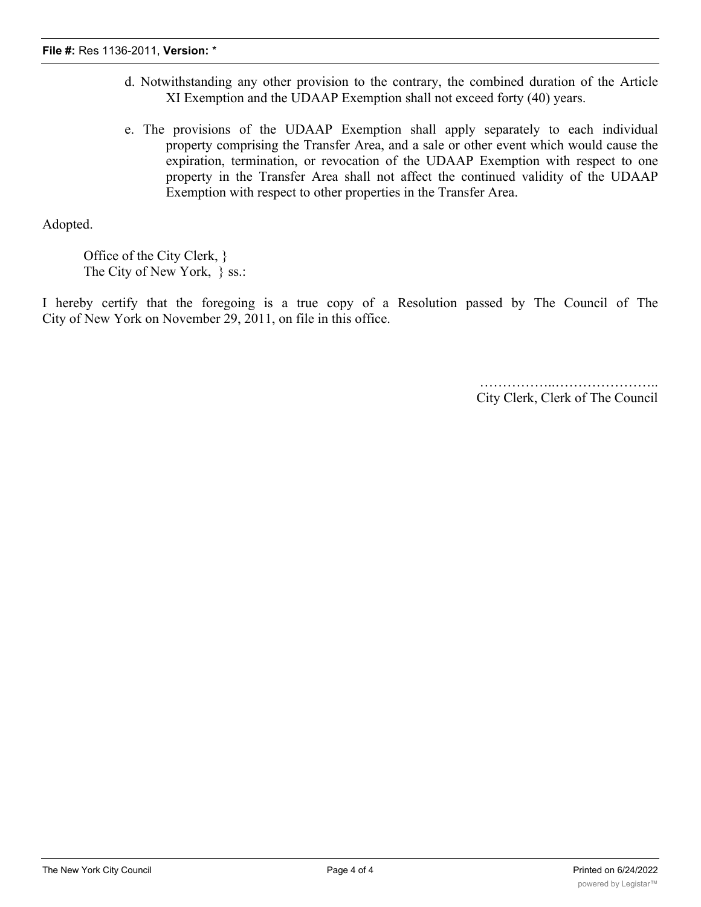d. Notwithstanding any other provision to the contrary, the combined duration of the Article XI Exemption and the UDAAP Exemption shall not exceed forty (40) years.

e. The provisions of the UDAAP Exemption shall apply separately to each individual property comprising the Transfer Area, and a sale or other event which would cause the expiration, termination, or revocation of the UDAAP Exemption with respect to one property in the Transfer Area shall not affect the continued validity of the UDAAP Exemption with respect to other properties in the Transfer Area.

Adopted.

Office of the City Clerk, }
The City of New York, } ss.:

I hereby certify that the foregoing is a true copy of a Resolution passed by The Council of The City of New York on November 29, 2011, on file in this office.

……………..…………………..
City Clerk, Clerk of The Council